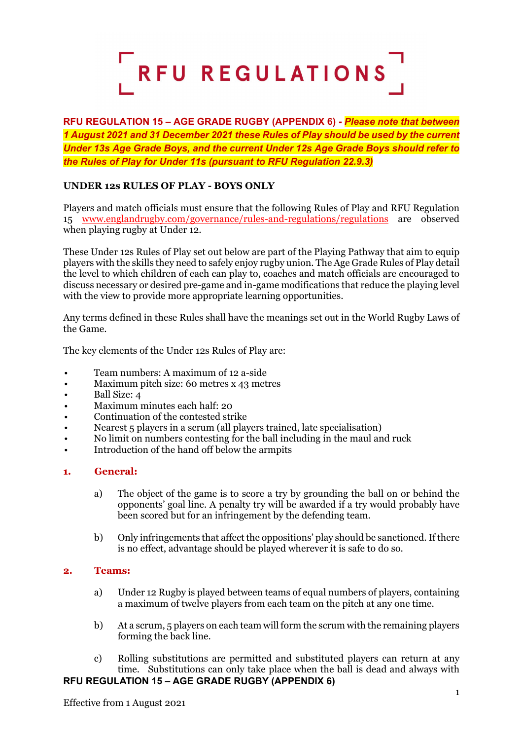# RFU REGULATIONS

**RFU REGULATION 15 – AGE GRADE RUGBY (APPENDIX 6) -** ***Please note that between 1 August 2021 and 31 December 2021 these Rules of Play should be used by the current Under 13s Age Grade Boys, and the current Under 12s Age Grade Boys should refer to the Rules of Play for Under 11s (pursuant to RFU Regulation 22.9.3)***

## UNDER 12s RULES OF PLAY - BOYS ONLY

Players and match officials must ensure that the following Rules of Play and RFU Regulation 15 www.englandrugby.com/governance/rules-and-regulations/regulations are observed when playing rugby at Under 12.

These Under 12s Rules of Play set out below are part of the Playing Pathway that aim to equip players with the skills they need to safely enjoy rugby union. The Age Grade Rules of Play detail the level to which children of each can play to, coaches and match officials are encouraged to discuss necessary or desired pre-game and in-game modifications that reduce the playing level with the view to provide more appropriate learning opportunities.

Any terms defined in these Rules shall have the meanings set out in the World Rugby Laws of the Game.

The key elements of the Under 12s Rules of Play are:

- Team numbers: A maximum of 12 a-side
- Maximum pitch size: 60 metres x 43 metres
- Ball Size: 4
- Maximum minutes each half: 20
- Continuation of the contested strike
- Nearest 5 players in a scrum (all players trained, late specialisation)
- No limit on numbers contesting for the ball including in the maul and ruck
- Introduction of the hand off below the armpits

### 1. General:

a) The object of the game is to score a try by grounding the ball on or behind the opponents' goal line. A penalty try will be awarded if a try would probably have been scored but for an infringement by the defending team.

b) Only infringements that affect the oppositions' play should be sanctioned. If there is no effect, advantage should be played wherever it is safe to do so.

### 2. Teams:

a) Under 12 Rugby is played between teams of equal numbers of players, containing a maximum of twelve players from each team on the pitch at any one time.

b) At a scrum, 5 players on each team will form the scrum with the remaining players forming the back line.

c) Rolling substitutions are permitted and substituted players can return at any time. Substitutions can only take place when the ball is dead and always with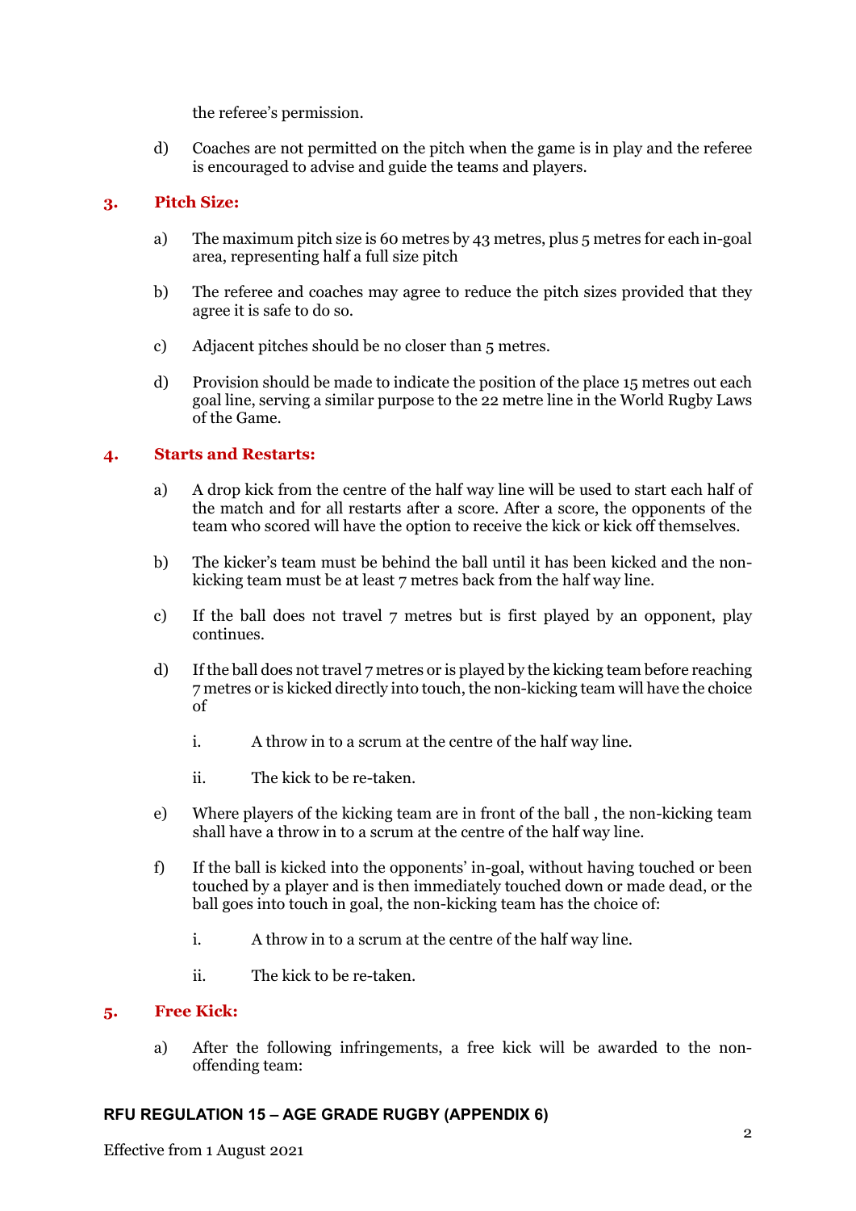the referee's permission.

d) Coaches are not permitted on the pitch when the game is in play and the referee is encouraged to advise and guide the teams and players.

## 3. Pitch Size:

a) The maximum pitch size is 60 metres by 43 metres, plus 5 metres for each in-goal area, representing half a full size pitch

b) The referee and coaches may agree to reduce the pitch sizes provided that they agree it is safe to do so.

c) Adjacent pitches should be no closer than 5 metres.

d) Provision should be made to indicate the position of the place 15 metres out each goal line, serving a similar purpose to the 22 metre line in the World Rugby Laws of the Game.

## 4. Starts and Restarts:

a) A drop kick from the centre of the half way line will be used to start each half of the match and for all restarts after a score. After a score, the opponents of the team who scored will have the option to receive the kick or kick off themselves.

b) The kicker's team must be behind the ball until it has been kicked and the non-kicking team must be at least 7 metres back from the half way line.

c) If the ball does not travel 7 metres but is first played by an opponent, play continues.

d) If the ball does not travel 7 metres or is played by the kicking team before reaching 7 metres or is kicked directly into touch, the non-kicking team will have the choice of

   i. A throw in to a scrum at the centre of the half way line.

   ii. The kick to be re-taken.

e) Where players of the kicking team are in front of the ball , the non-kicking team shall have a throw in to a scrum at the centre of the half way line.

f) If the ball is kicked into the opponents' in-goal, without having touched or been touched by a player and is then immediately touched down or made dead, or the ball goes into touch in goal, the non-kicking team has the choice of:

   i. A throw in to a scrum at the centre of the half way line.

   ii. The kick to be re-taken.

## 5. Free Kick:

a) After the following infringements, a free kick will be awarded to the non-offending team: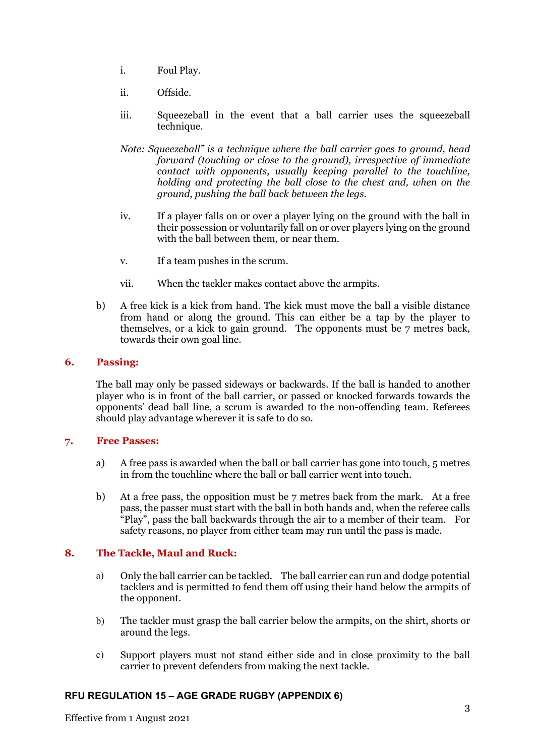i. Foul Play.

ii. Offside.

iii. Squeezeball in the event that a ball carrier uses the squeezeball technique.

*Note: Squeezeball" is a technique where the ball carrier goes to ground, head forward (touching or close to the ground), irrespective of immediate contact with opponents, usually keeping parallel to the touchline, holding and protecting the ball close to the chest and, when on the ground, pushing the ball back between the legs.*

iv. If a player falls on or over a player lying on the ground with the ball in their possession or voluntarily fall on or over players lying on the ground with the ball between them, or near them.

v. If a team pushes in the scrum.

vii. When the tackler makes contact above the armpits.

b) A free kick is a kick from hand. The kick must move the ball a visible distance from hand or along the ground. This can either be a tap by the player to themselves, or a kick to gain ground. The opponents must be 7 metres back, towards their own goal line.

## 6. Passing:

The ball may only be passed sideways or backwards. If the ball is handed to another player who is in front of the ball carrier, or passed or knocked forwards towards the opponents' dead ball line, a scrum is awarded to the non-offending team. Referees should play advantage wherever it is safe to do so.

## 7. Free Passes:

a) A free pass is awarded when the ball or ball carrier has gone into touch, 5 metres in from the touchline where the ball or ball carrier went into touch.

b) At a free pass, the opposition must be 7 metres back from the mark. At a free pass, the passer must start with the ball in both hands and, when the referee calls "Play", pass the ball backwards through the air to a member of their team. For safety reasons, no player from either team may run until the pass is made.

## 8. The Tackle, Maul and Ruck:

a) Only the ball carrier can be tackled. The ball carrier can run and dodge potential tacklers and is permitted to fend them off using their hand below the armpits of the opponent.

b) The tackler must grasp the ball carrier below the armpits, on the shirt, shorts or around the legs.

c) Support players must not stand either side and in close proximity to the ball carrier to prevent defenders from making the next tackle.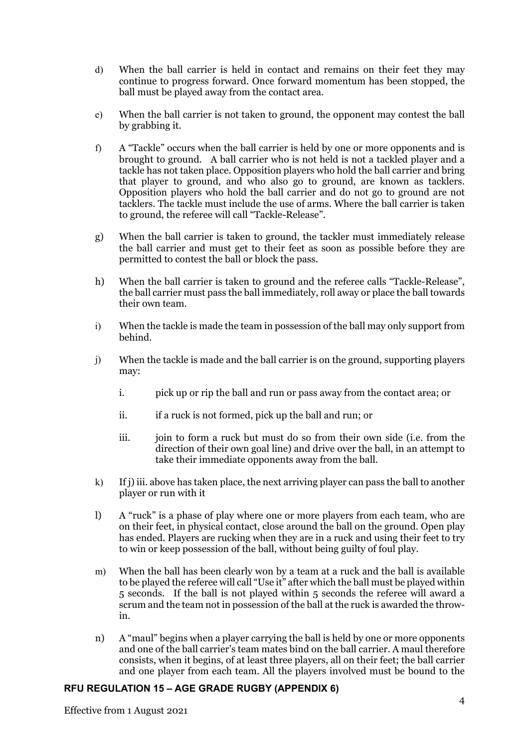d) When the ball carrier is held in contact and remains on their feet they may continue to progress forward. Once forward momentum has been stopped, the ball must be played away from the contact area.

e) When the ball carrier is not taken to ground, the opponent may contest the ball by grabbing it.

f) A "Tackle" occurs when the ball carrier is held by one or more opponents and is brought to ground. A ball carrier who is not held is not a tackled player and a tackle has not taken place. Opposition players who hold the ball carrier and bring that player to ground, and who also go to ground, are known as tacklers. Opposition players who hold the ball carrier and do not go to ground are not tacklers. The tackle must include the use of arms. Where the ball carrier is taken to ground, the referee will call "Tackle-Release".

g) When the ball carrier is taken to ground, the tackler must immediately release the ball carrier and must get to their feet as soon as possible before they are permitted to contest the ball or block the pass.

h) When the ball carrier is taken to ground and the referee calls "Tackle-Release", the ball carrier must pass the ball immediately, roll away or place the ball towards their own team.

i) When the tackle is made the team in possession of the ball may only support from behind.

j) When the tackle is made and the ball carrier is on the ground, supporting players may:

   i. pick up or rip the ball and run or pass away from the contact area; or

   ii. if a ruck is not formed, pick up the ball and run; or

   iii. join to form a ruck but must do so from their own side (i.e. from the direction of their own goal line) and drive over the ball, in an attempt to take their immediate opponents away from the ball.

k) If j) iii. above has taken place, the next arriving player can pass the ball to another player or run with it

l) A "ruck" is a phase of play where one or more players from each team, who are on their feet, in physical contact, close around the ball on the ground. Open play has ended. Players are rucking when they are in a ruck and using their feet to try to win or keep possession of the ball, without being guilty of foul play.

m) When the ball has been clearly won by a team at a ruck and the ball is available to be played the referee will call "Use it" after which the ball must be played within 5 seconds. If the ball is not played within 5 seconds the referee will award a scrum and the team not in possession of the ball at the ruck is awarded the throw-in.

n) A "maul" begins when a player carrying the ball is held by one or more opponents and one of the ball carrier's team mates bind on the ball carrier. A maul therefore consists, when it begins, of at least three players, all on their feet; the ball carrier and one player from each team. All the players involved must be bound to the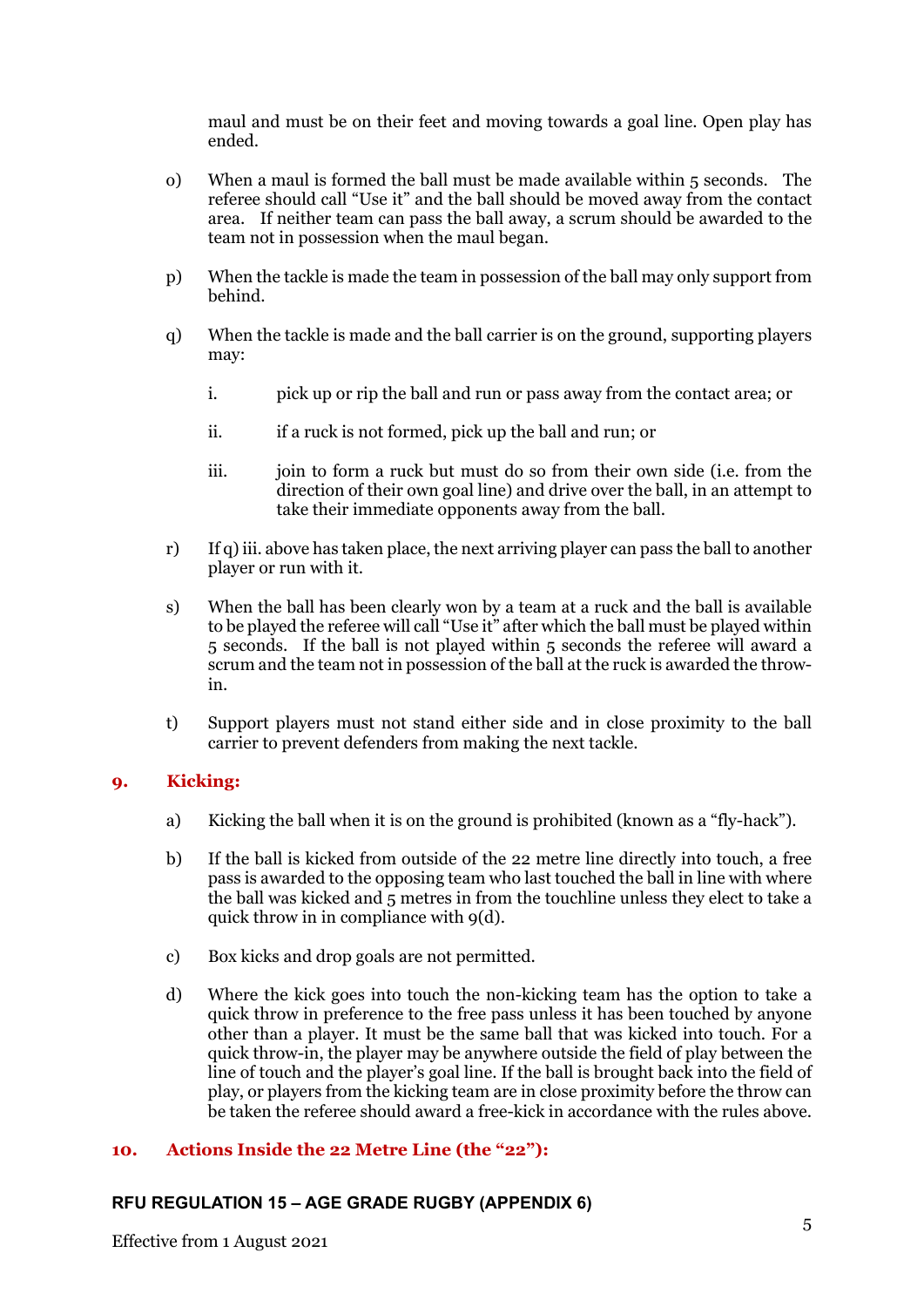maul and must be on their feet and moving towards a goal line. Open play has ended.

o) When a maul is formed the ball must be made available within 5 seconds. The referee should call "Use it" and the ball should be moved away from the contact area. If neither team can pass the ball away, a scrum should be awarded to the team not in possession when the maul began.

p) When the tackle is made the team in possession of the ball may only support from behind.

q) When the tackle is made and the ball carrier is on the ground, supporting players may:

   i. pick up or rip the ball and run or pass away from the contact area; or

   ii. if a ruck is not formed, pick up the ball and run; or

   iii. join to form a ruck but must do so from their own side (i.e. from the direction of their own goal line) and drive over the ball, in an attempt to take their immediate opponents away from the ball.

r) If q) iii. above has taken place, the next arriving player can pass the ball to another player or run with it.

s) When the ball has been clearly won by a team at a ruck and the ball is available to be played the referee will call "Use it" after which the ball must be played within 5 seconds. If the ball is not played within 5 seconds the referee will award a scrum and the team not in possession of the ball at the ruck is awarded the throw-in.

t) Support players must not stand either side and in close proximity to the ball carrier to prevent defenders from making the next tackle.

## 9. Kicking:

a) Kicking the ball when it is on the ground is prohibited (known as a "fly-hack").

b) If the ball is kicked from outside of the 22 metre line directly into touch, a free pass is awarded to the opposing team who last touched the ball in line with where the ball was kicked and 5 metres in from the touchline unless they elect to take a quick throw in in compliance with 9(d).

c) Box kicks and drop goals are not permitted.

d) Where the kick goes into touch the non-kicking team has the option to take a quick throw in preference to the free pass unless it has been touched by anyone other than a player. It must be the same ball that was kicked into touch. For a quick throw-in, the player may be anywhere outside the field of play between the line of touch and the player's goal line. If the ball is brought back into the field of play, or players from the kicking team are in close proximity before the throw can be taken the referee should award a free-kick in accordance with the rules above.

## 10. Actions Inside the 22 Metre Line (the "22"):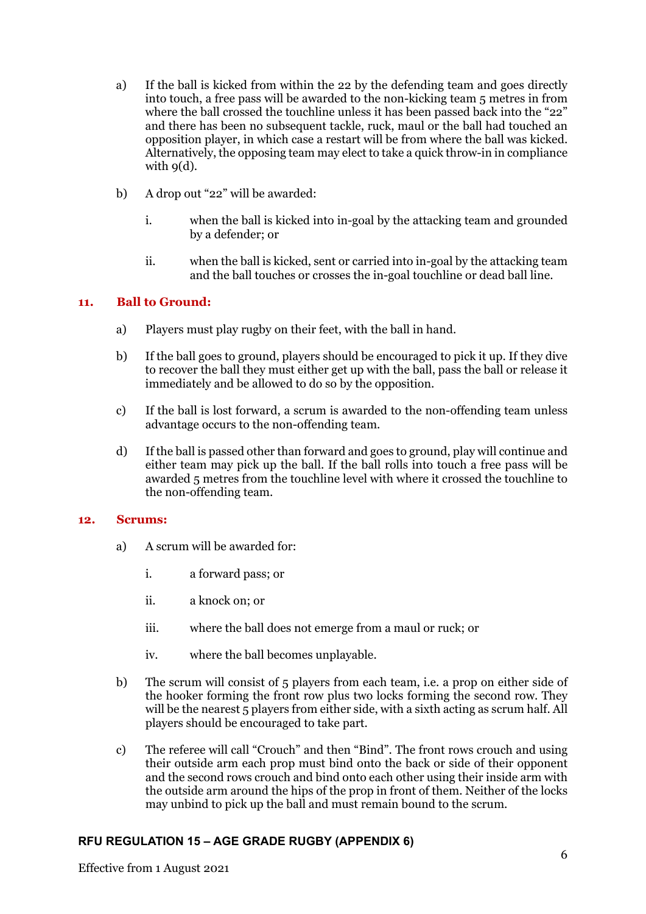a) If the ball is kicked from within the 22 by the defending team and goes directly into touch, a free pass will be awarded to the non-kicking team 5 metres in from where the ball crossed the touchline unless it has been passed back into the "22" and there has been no subsequent tackle, ruck, maul or the ball had touched an opposition player, in which case a restart will be from where the ball was kicked. Alternatively, the opposing team may elect to take a quick throw-in in compliance with 9(d).

b) A drop out "22" will be awarded:

   i. when the ball is kicked into in-goal by the attacking team and grounded by a defender; or

   ii. when the ball is kicked, sent or carried into in-goal by the attacking team and the ball touches or crosses the in-goal touchline or dead ball line.

## 11. Ball to Ground:

a) Players must play rugby on their feet, with the ball in hand.

b) If the ball goes to ground, players should be encouraged to pick it up. If they dive to recover the ball they must either get up with the ball, pass the ball or release it immediately and be allowed to do so by the opposition.

c) If the ball is lost forward, a scrum is awarded to the non-offending team unless advantage occurs to the non-offending team.

d) If the ball is passed other than forward and goes to ground, play will continue and either team may pick up the ball. If the ball rolls into touch a free pass will be awarded 5 metres from the touchline level with where it crossed the touchline to the non-offending team.

## 12. Scrums:

a) A scrum will be awarded for:

   i. a forward pass; or

   ii. a knock on; or

   iii. where the ball does not emerge from a maul or ruck; or

   iv. where the ball becomes unplayable.

b) The scrum will consist of 5 players from each team, i.e. a prop on either side of the hooker forming the front row plus two locks forming the second row. They will be the nearest 5 players from either side, with a sixth acting as scrum half. All players should be encouraged to take part.

c) The referee will call "Crouch" and then "Bind". The front rows crouch and using their outside arm each prop must bind onto the back or side of their opponent and the second rows crouch and bind onto each other using their inside arm with the outside arm around the hips of the prop in front of them. Neither of the locks may unbind to pick up the ball and must remain bound to the scrum.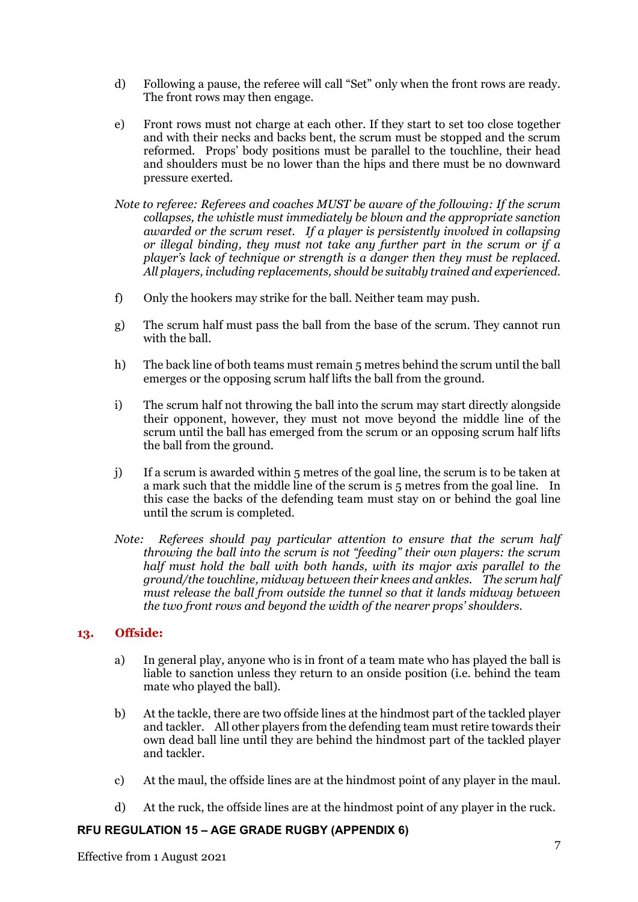d) Following a pause, the referee will call "Set" only when the front rows are ready. The front rows may then engage.

e) Front rows must not charge at each other. If they start to set too close together and with their necks and backs bent, the scrum must be stopped and the scrum reformed. Props' body positions must be parallel to the touchline, their head and shoulders must be no lower than the hips and there must be no downward pressure exerted.

*Note to referee: Referees and coaches MUST be aware of the following: If the scrum collapses, the whistle must immediately be blown and the appropriate sanction awarded or the scrum reset. If a player is persistently involved in collapsing or illegal binding, they must not take any further part in the scrum or if a player's lack of technique or strength is a danger then they must be replaced. All players, including replacements, should be suitably trained and experienced.*

f) Only the hookers may strike for the ball. Neither team may push.

g) The scrum half must pass the ball from the base of the scrum. They cannot run with the ball.

h) The back line of both teams must remain 5 metres behind the scrum until the ball emerges or the opposing scrum half lifts the ball from the ground.

i) The scrum half not throwing the ball into the scrum may start directly alongside their opponent, however, they must not move beyond the middle line of the scrum until the ball has emerged from the scrum or an opposing scrum half lifts the ball from the ground.

j) If a scrum is awarded within 5 metres of the goal line, the scrum is to be taken at a mark such that the middle line of the scrum is 5 metres from the goal line. In this case the backs of the defending team must stay on or behind the goal line until the scrum is completed.

*Note: Referees should pay particular attention to ensure that the scrum half throwing the ball into the scrum is not "feeding" their own players: the scrum half must hold the ball with both hands, with its major axis parallel to the ground/the touchline, midway between their knees and ankles. The scrum half must release the ball from outside the tunnel so that it lands midway between the two front rows and beyond the width of the nearer props' shoulders.*

## 13. Offside:

a) In general play, anyone who is in front of a team mate who has played the ball is liable to sanction unless they return to an onside position (i.e. behind the team mate who played the ball).

b) At the tackle, there are two offside lines at the hindmost part of the tackled player and tackler. All other players from the defending team must retire towards their own dead ball line until they are behind the hindmost part of the tackled player and tackler.

c) At the maul, the offside lines are at the hindmost point of any player in the maul.

d) At the ruck, the offside lines are at the hindmost point of any player in the ruck.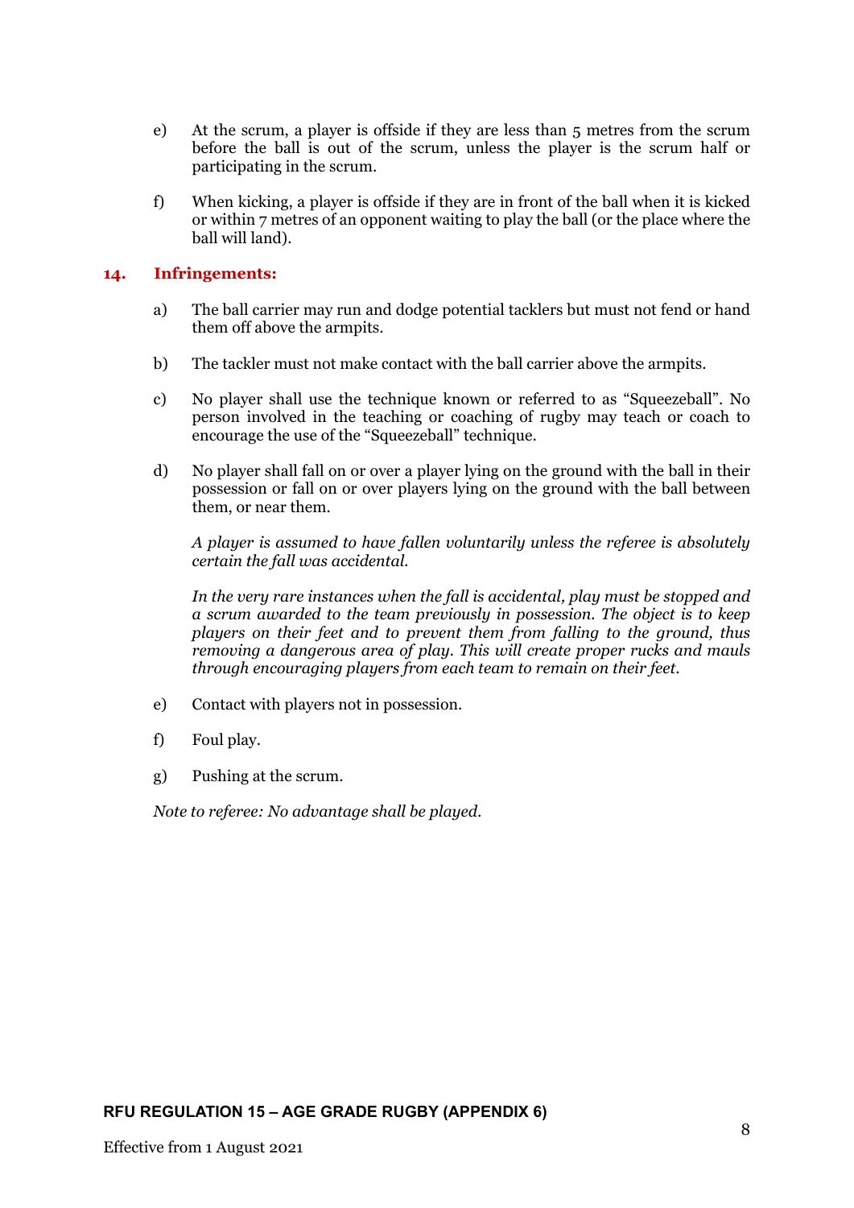e) At the scrum, a player is offside if they are less than 5 metres from the scrum before the ball is out of the scrum, unless the player is the scrum half or participating in the scrum.

f) When kicking, a player is offside if they are in front of the ball when it is kicked or within 7 metres of an opponent waiting to play the ball (or the place where the ball will land).

## 14. Infringements:

a) The ball carrier may run and dodge potential tacklers but must not fend or hand them off above the armpits.

b) The tackler must not make contact with the ball carrier above the armpits.

c) No player shall use the technique known or referred to as "Squeezeball". No person involved in the teaching or coaching of rugby may teach or coach to encourage the use of the "Squeezeball" technique.

d) No player shall fall on or over a player lying on the ground with the ball in their possession or fall on or over players lying on the ground with the ball between them, or near them.

*A player is assumed to have fallen voluntarily unless the referee is absolutely certain the fall was accidental.*

*In the very rare instances when the fall is accidental, play must be stopped and a scrum awarded to the team previously in possession. The object is to keep players on their feet and to prevent them from falling to the ground, thus removing a dangerous area of play. This will create proper rucks and mauls through encouraging players from each team to remain on their feet.*

e) Contact with players not in possession.

f) Foul play.

g) Pushing at the scrum.

*Note to referee: No advantage shall be played.*